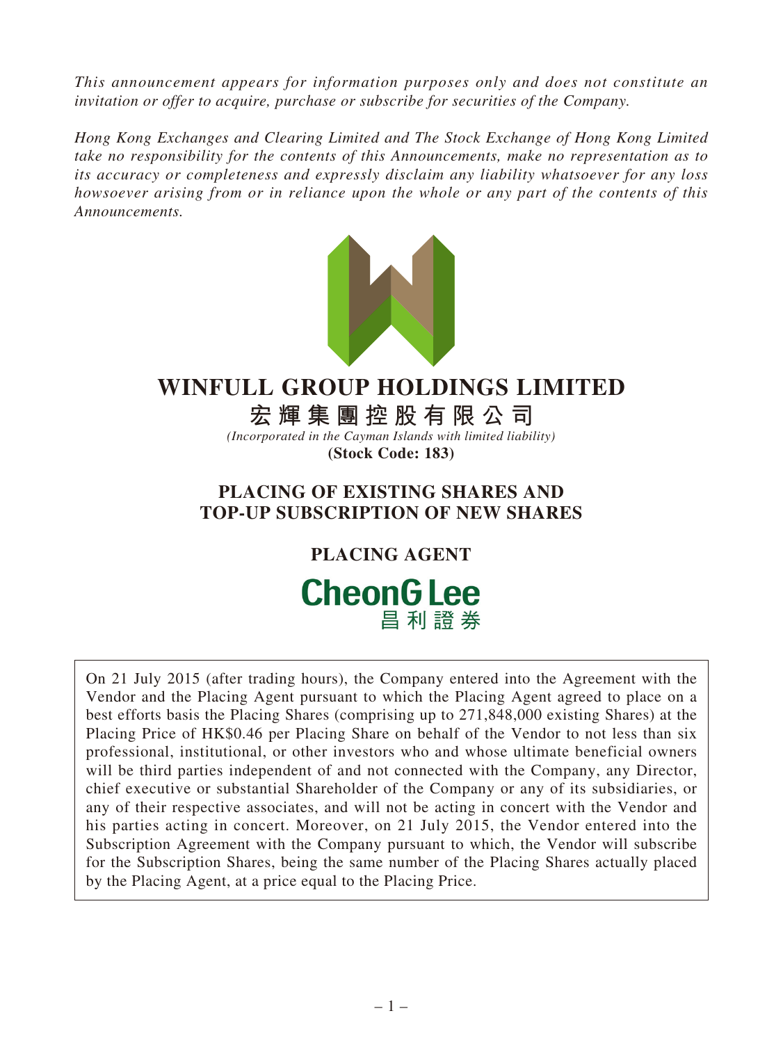*This announcement appears for information purposes only and does not constitute an invitation or offer to acquire, purchase or subscribe for securities of the Company.*

*Hong Kong Exchanges and Clearing Limited and The Stock Exchange of Hong Kong Limited take no responsibility for the contents of this Announcements, make no representation as to its accuracy or completeness and expressly disclaim any liability whatsoever for any loss howsoever arising from or in reliance upon the whole or any part of the contents of this Announcements.*

# WINFULL GROUP HOLDINGS LIMITED

# 宏輝集團控股有限公司

*(Incorporated in the Cayman Islands with limited liability)*

**(Stock Code: 183)**

## PLACING OF EXISTING SHARES AND TOP-UP SUBSCRIPTION OF NEW SHARES

## PLACING AGENT

**CheonG Lee 昌利證券**

On 21 July 2015 (after trading hours), the Company entered into the Agreement with the Vendor and the Placing Agent pursuant to which the Placing Agent agreed to place on a best efforts basis the Placing Shares (comprising up to 271,848,000 existing Shares) at the Placing Price of HK$0.46 per Placing Share on behalf of the Vendor to not less than six professional, institutional, or other investors who and whose ultimate beneficial owners will be third parties independent of and not connected with the Company, any Director, chief executive or substantial Shareholder of the Company or any of its subsidiaries, or any of their respective associates, and will not be acting in concert with the Vendor and his parties acting in concert. Moreover, on 21 July 2015, the Vendor entered into the Subscription Agreement with the Company pursuant to which, the Vendor will subscribe for the Subscription Shares, being the same number of the Placing Shares actually placed by the Placing Agent, at a price equal to the Placing Price.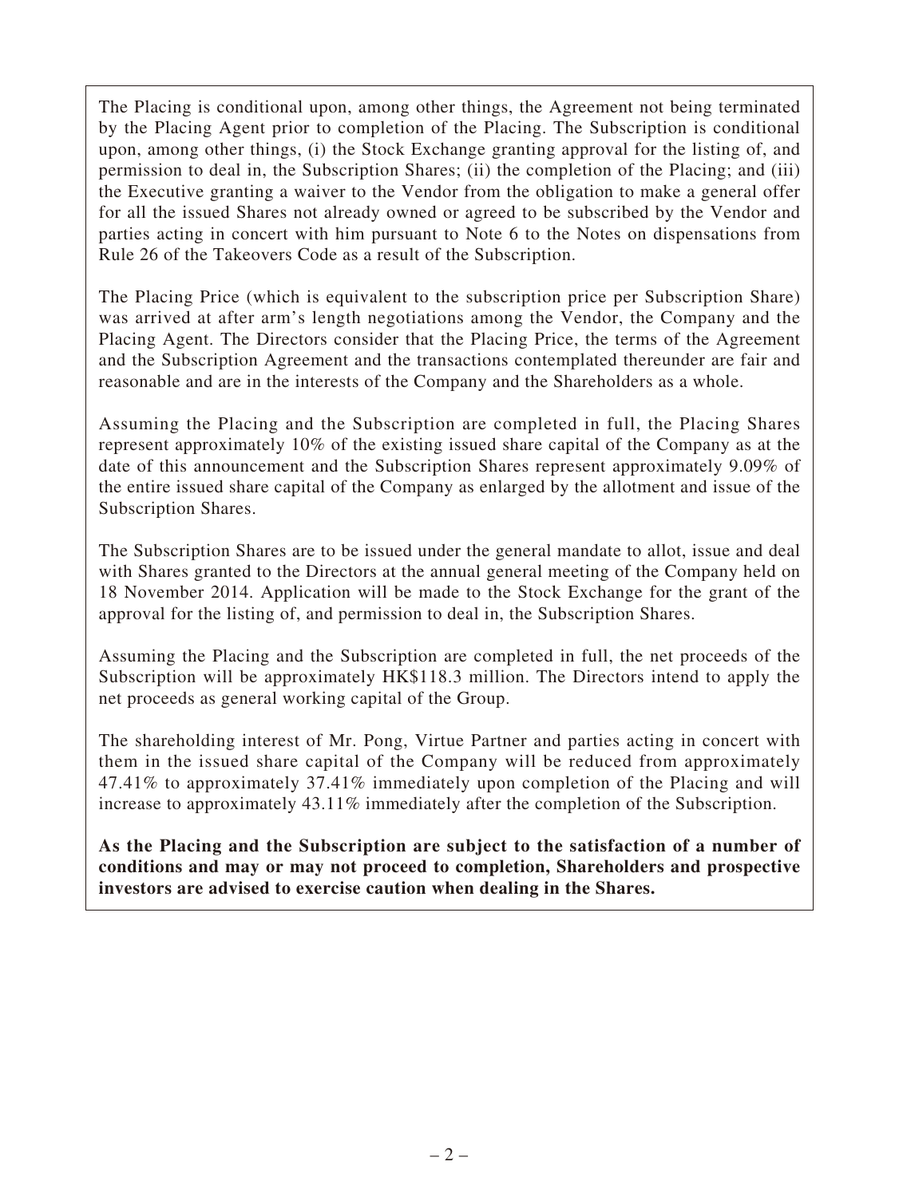The Placing is conditional upon, among other things, the Agreement not being terminated by the Placing Agent prior to completion of the Placing. The Subscription is conditional upon, among other things, (i) the Stock Exchange granting approval for the listing of, and permission to deal in, the Subscription Shares; (ii) the completion of the Placing; and (iii) the Executive granting a waiver to the Vendor from the obligation to make a general offer for all the issued Shares not already owned or agreed to be subscribed by the Vendor and parties acting in concert with him pursuant to Note 6 to the Notes on dispensations from Rule 26 of the Takeovers Code as a result of the Subscription.

The Placing Price (which is equivalent to the subscription price per Subscription Share) was arrived at after arm's length negotiations among the Vendor, the Company and the Placing Agent. The Directors consider that the Placing Price, the terms of the Agreement and the Subscription Agreement and the transactions contemplated thereunder are fair and reasonable and are in the interests of the Company and the Shareholders as a whole.

Assuming the Placing and the Subscription are completed in full, the Placing Shares represent approximately 10% of the existing issued share capital of the Company as at the date of this announcement and the Subscription Shares represent approximately 9.09% of the entire issued share capital of the Company as enlarged by the allotment and issue of the Subscription Shares.

The Subscription Shares are to be issued under the general mandate to allot, issue and deal with Shares granted to the Directors at the annual general meeting of the Company held on 18 November 2014. Application will be made to the Stock Exchange for the grant of the approval for the listing of, and permission to deal in, the Subscription Shares.

Assuming the Placing and the Subscription are completed in full, the net proceeds of the Subscription will be approximately HK$118.3 million. The Directors intend to apply the net proceeds as general working capital of the Group.

The shareholding interest of Mr. Pong, Virtue Partner and parties acting in concert with them in the issued share capital of the Company will be reduced from approximately 47.41% to approximately 37.41% immediately upon completion of the Placing and will increase to approximately 43.11% immediately after the completion of the Subscription.

**As the Placing and the Subscription are subject to the satisfaction of a number of conditions and may or may not proceed to completion, Shareholders and prospective investors are advised to exercise caution when dealing in the Shares.**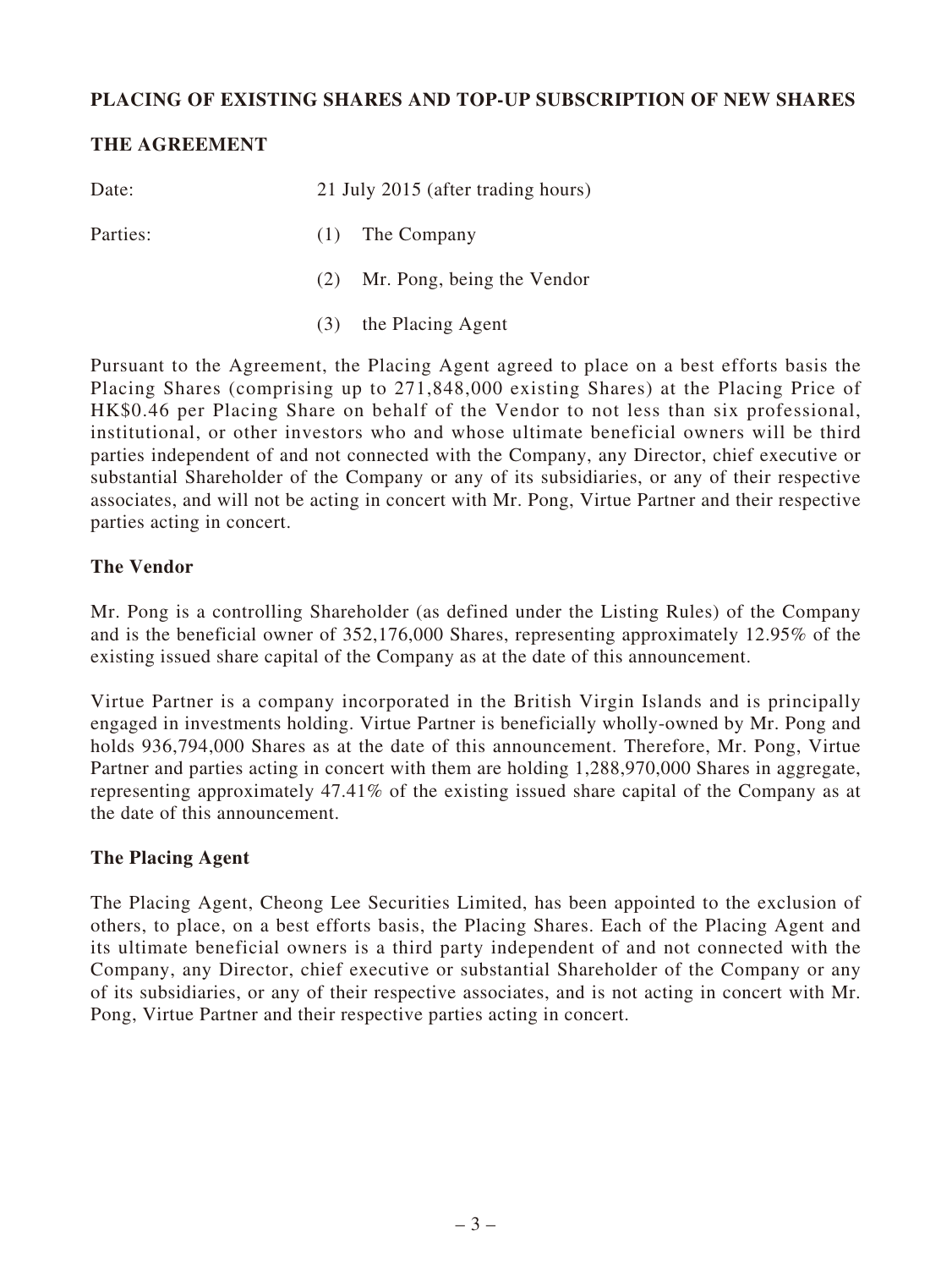## PLACING OF EXISTING SHARES AND TOP-UP SUBSCRIPTION OF NEW SHARES

### THE AGREEMENT

Date: 21 July 2015 (after trading hours)

Parties:

(1) The Company

(2) Mr. Pong, being the Vendor

(3) the Placing Agent

Pursuant to the Agreement, the Placing Agent agreed to place on a best efforts basis the Placing Shares (comprising up to 271,848,000 existing Shares) at the Placing Price of HK$0.46 per Placing Share on behalf of the Vendor to not less than six professional, institutional, or other investors who and whose ultimate beneficial owners will be third parties independent of and not connected with the Company, any Director, chief executive or substantial Shareholder of the Company or any of its subsidiaries, or any of their respective associates, and will not be acting in concert with Mr. Pong, Virtue Partner and their respective parties acting in concert.

### The Vendor

Mr. Pong is a controlling Shareholder (as defined under the Listing Rules) of the Company and is the beneficial owner of 352,176,000 Shares, representing approximately 12.95% of the existing issued share capital of the Company as at the date of this announcement.

Virtue Partner is a company incorporated in the British Virgin Islands and is principally engaged in investments holding. Virtue Partner is beneficially wholly-owned by Mr. Pong and holds 936,794,000 Shares as at the date of this announcement. Therefore, Mr. Pong, Virtue Partner and parties acting in concert with them are holding 1,288,970,000 Shares in aggregate, representing approximately 47.41% of the existing issued share capital of the Company as at the date of this announcement.

### The Placing Agent

The Placing Agent, Cheong Lee Securities Limited, has been appointed to the exclusion of others, to place, on a best efforts basis, the Placing Shares. Each of the Placing Agent and its ultimate beneficial owners is a third party independent of and not connected with the Company, any Director, chief executive or substantial Shareholder of the Company or any of its subsidiaries, or any of their respective associates, and is not acting in concert with Mr. Pong, Virtue Partner and their respective parties acting in concert.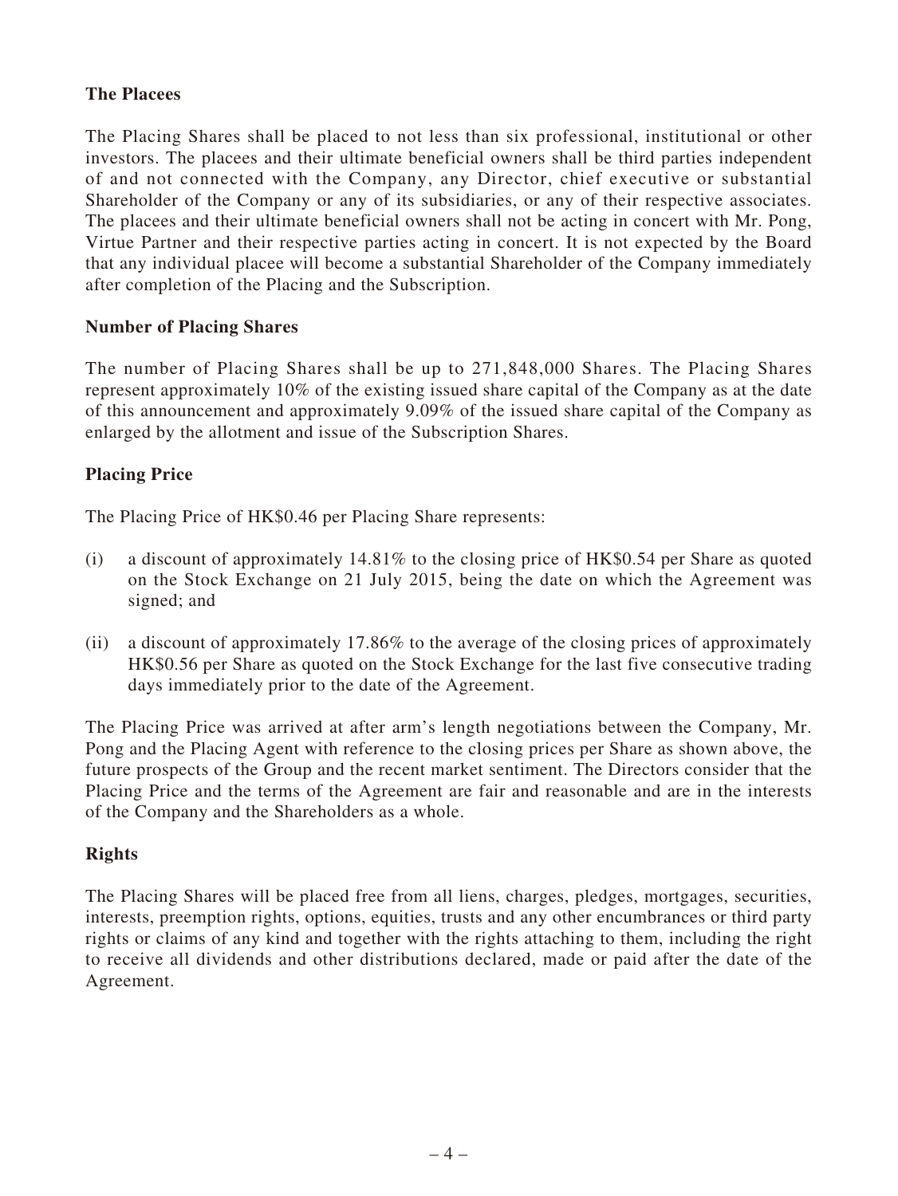**The Placees**

The Placing Shares shall be placed to not less than six professional, institutional or other investors. The placees and their ultimate beneficial owners shall be third parties independent of and not connected with the Company, any Director, chief executive or substantial Shareholder of the Company or any of its subsidiaries, or any of their respective associates. The placees and their ultimate beneficial owners shall not be acting in concert with Mr. Pong, Virtue Partner and their respective parties acting in concert. It is not expected by the Board that any individual placee will become a substantial Shareholder of the Company immediately after completion of the Placing and the Subscription.

**Number of Placing Shares**

The number of Placing Shares shall be up to 271,848,000 Shares. The Placing Shares represent approximately 10% of the existing issued share capital of the Company as at the date of this announcement and approximately 9.09% of the issued share capital of the Company as enlarged by the allotment and issue of the Subscription Shares.

**Placing Price**

The Placing Price of HK$0.46 per Placing Share represents:

(i) a discount of approximately 14.81% to the closing price of HK$0.54 per Share as quoted on the Stock Exchange on 21 July 2015, being the date on which the Agreement was signed; and

(ii) a discount of approximately 17.86% to the average of the closing prices of approximately HK$0.56 per Share as quoted on the Stock Exchange for the last five consecutive trading days immediately prior to the date of the Agreement.

The Placing Price was arrived at after arm's length negotiations between the Company, Mr. Pong and the Placing Agent with reference to the closing prices per Share as shown above, the future prospects of the Group and the recent market sentiment. The Directors consider that the Placing Price and the terms of the Agreement are fair and reasonable and are in the interests of the Company and the Shareholders as a whole.

**Rights**

The Placing Shares will be placed free from all liens, charges, pledges, mortgages, securities, interests, preemption rights, options, equities, trusts and any other encumbrances or third party rights or claims of any kind and together with the rights attaching to them, including the right to receive all dividends and other distributions declared, made or paid after the date of the Agreement.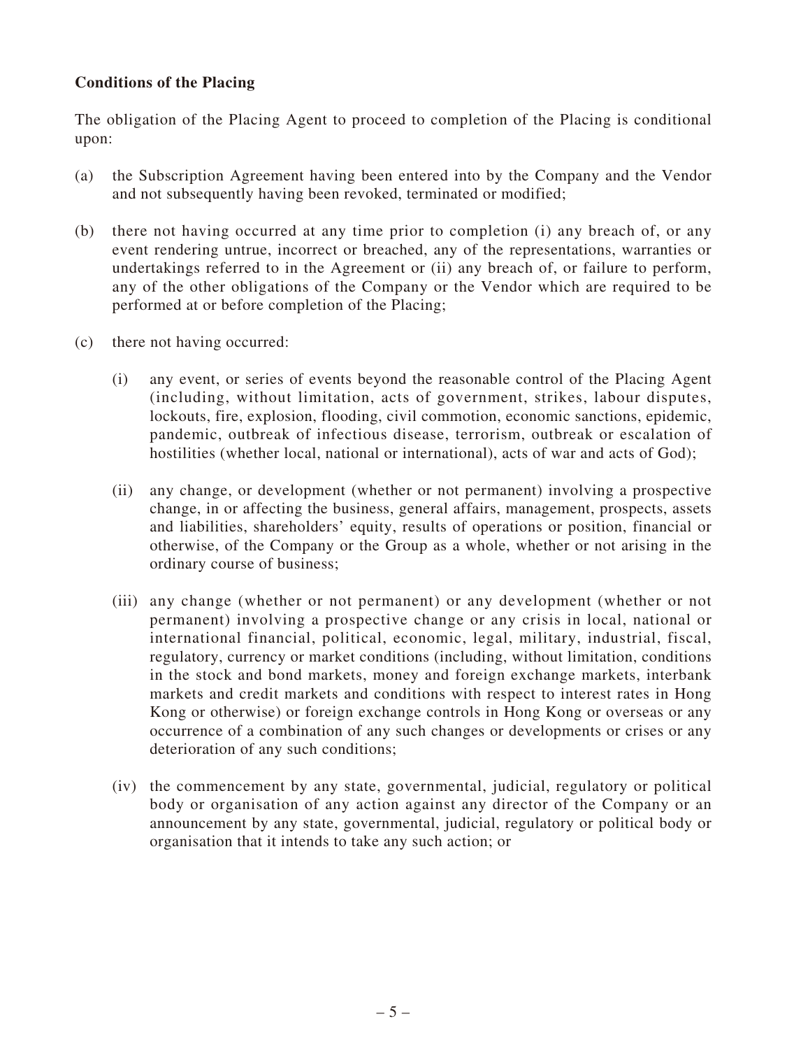**Conditions of the Placing**

The obligation of the Placing Agent to proceed to completion of the Placing is conditional upon:

(a) the Subscription Agreement having been entered into by the Company and the Vendor and not subsequently having been revoked, terminated or modified;

(b) there not having occurred at any time prior to completion (i) any breach of, or any event rendering untrue, incorrect or breached, any of the representations, warranties or undertakings referred to in the Agreement or (ii) any breach of, or failure to perform, any of the other obligations of the Company or the Vendor which are required to be performed at or before completion of the Placing;

(c) there not having occurred:

   (i) any event, or series of events beyond the reasonable control of the Placing Agent (including, without limitation, acts of government, strikes, labour disputes, lockouts, fire, explosion, flooding, civil commotion, economic sanctions, epidemic, pandemic, outbreak of infectious disease, terrorism, outbreak or escalation of hostilities (whether local, national or international), acts of war and acts of God);

   (ii) any change, or development (whether or not permanent) involving a prospective change, in or affecting the business, general affairs, management, prospects, assets and liabilities, shareholders' equity, results of operations or position, financial or otherwise, of the Company or the Group as a whole, whether or not arising in the ordinary course of business;

   (iii) any change (whether or not permanent) or any development (whether or not permanent) involving a prospective change or any crisis in local, national or international financial, political, economic, legal, military, industrial, fiscal, regulatory, currency or market conditions (including, without limitation, conditions in the stock and bond markets, money and foreign exchange markets, interbank markets and credit markets and conditions with respect to interest rates in Hong Kong or otherwise) or foreign exchange controls in Hong Kong or overseas or any occurrence of a combination of any such changes or developments or crises or any deterioration of any such conditions;

   (iv) the commencement by any state, governmental, judicial, regulatory or political body or organisation of any action against any director of the Company or an announcement by any state, governmental, judicial, regulatory or political body or organisation that it intends to take any such action; or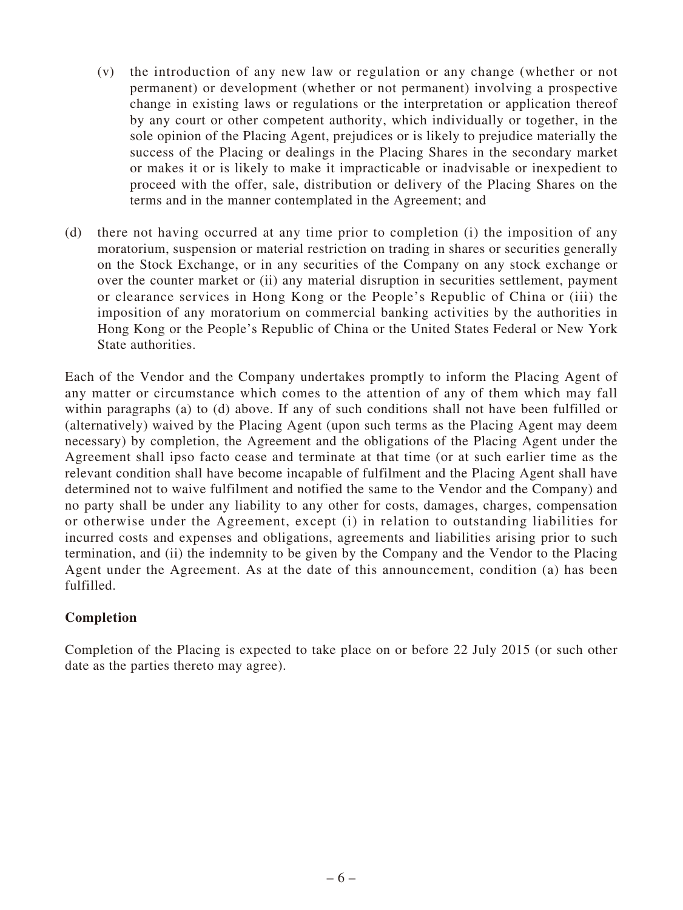(v) the introduction of any new law or regulation or any change (whether or not permanent) or development (whether or not permanent) involving a prospective change in existing laws or regulations or the interpretation or application thereof by any court or other competent authority, which individually or together, in the sole opinion of the Placing Agent, prejudices or is likely to prejudice materially the success of the Placing or dealings in the Placing Shares in the secondary market or makes it or is likely to make it impracticable or inadvisable or inexpedient to proceed with the offer, sale, distribution or delivery of the Placing Shares on the terms and in the manner contemplated in the Agreement; and

(d) there not having occurred at any time prior to completion (i) the imposition of any moratorium, suspension or material restriction on trading in shares or securities generally on the Stock Exchange, or in any securities of the Company on any stock exchange or over the counter market or (ii) any material disruption in securities settlement, payment or clearance services in Hong Kong or the People's Republic of China or (iii) the imposition of any moratorium on commercial banking activities by the authorities in Hong Kong or the People's Republic of China or the United States Federal or New York State authorities.

Each of the Vendor and the Company undertakes promptly to inform the Placing Agent of any matter or circumstance which comes to the attention of any of them which may fall within paragraphs (a) to (d) above. If any of such conditions shall not have been fulfilled or (alternatively) waived by the Placing Agent (upon such terms as the Placing Agent may deem necessary) by completion, the Agreement and the obligations of the Placing Agent under the Agreement shall ipso facto cease and terminate at that time (or at such earlier time as the relevant condition shall have become incapable of fulfilment and the Placing Agent shall have determined not to waive fulfilment and notified the same to the Vendor and the Company) and no party shall be under any liability to any other for costs, damages, charges, compensation or otherwise under the Agreement, except (i) in relation to outstanding liabilities for incurred costs and expenses and obligations, agreements and liabilities arising prior to such termination, and (ii) the indemnity to be given by the Company and the Vendor to the Placing Agent under the Agreement. As at the date of this announcement, condition (a) has been fulfilled.

**Completion**

Completion of the Placing is expected to take place on or before 22 July 2015 (or such other date as the parties thereto may agree).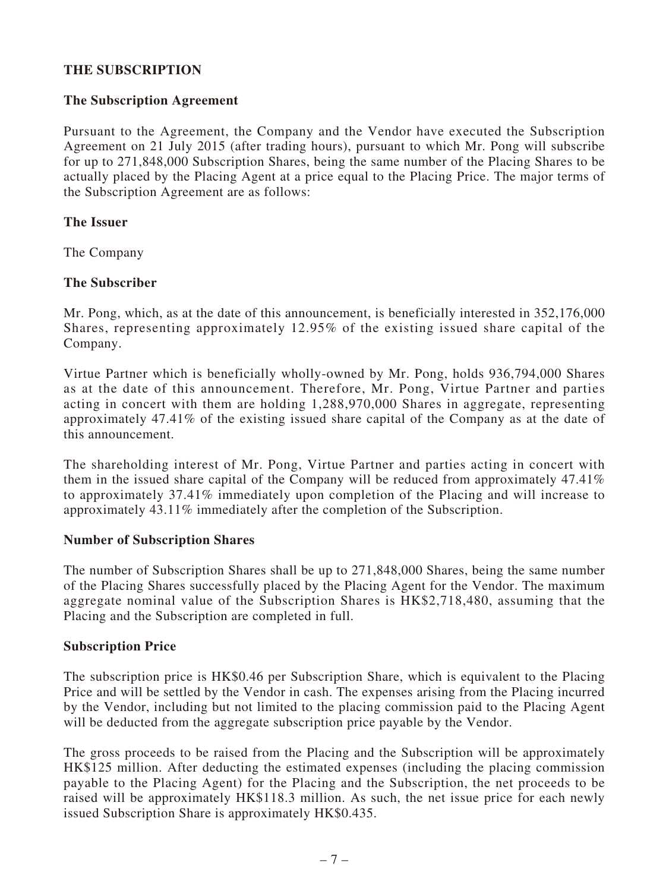## THE SUBSCRIPTION

### The Subscription Agreement

Pursuant to the Agreement, the Company and the Vendor have executed the Subscription Agreement on 21 July 2015 (after trading hours), pursuant to which Mr. Pong will subscribe for up to 271,848,000 Subscription Shares, being the same number of the Placing Shares to be actually placed by the Placing Agent at a price equal to the Placing Price. The major terms of the Subscription Agreement are as follows:

### The Issuer

The Company

### The Subscriber

Mr. Pong, which, as at the date of this announcement, is beneficially interested in 352,176,000 Shares, representing approximately 12.95% of the existing issued share capital of the Company.

Virtue Partner which is beneficially wholly-owned by Mr. Pong, holds 936,794,000 Shares as at the date of this announcement. Therefore, Mr. Pong, Virtue Partner and parties acting in concert with them are holding 1,288,970,000 Shares in aggregate, representing approximately 47.41% of the existing issued share capital of the Company as at the date of this announcement.

The shareholding interest of Mr. Pong, Virtue Partner and parties acting in concert with them in the issued share capital of the Company will be reduced from approximately 47.41% to approximately 37.41% immediately upon completion of the Placing and will increase to approximately 43.11% immediately after the completion of the Subscription.

### Number of Subscription Shares

The number of Subscription Shares shall be up to 271,848,000 Shares, being the same number of the Placing Shares successfully placed by the Placing Agent for the Vendor. The maximum aggregate nominal value of the Subscription Shares is HK$2,718,480, assuming that the Placing and the Subscription are completed in full.

### Subscription Price

The subscription price is HK$0.46 per Subscription Share, which is equivalent to the Placing Price and will be settled by the Vendor in cash. The expenses arising from the Placing incurred by the Vendor, including but not limited to the placing commission paid to the Placing Agent will be deducted from the aggregate subscription price payable by the Vendor.

The gross proceeds to be raised from the Placing and the Subscription will be approximately HK$125 million. After deducting the estimated expenses (including the placing commission payable to the Placing Agent) for the Placing and the Subscription, the net proceeds to be raised will be approximately HK$118.3 million. As such, the net issue price for each newly issued Subscription Share is approximately HK$0.435.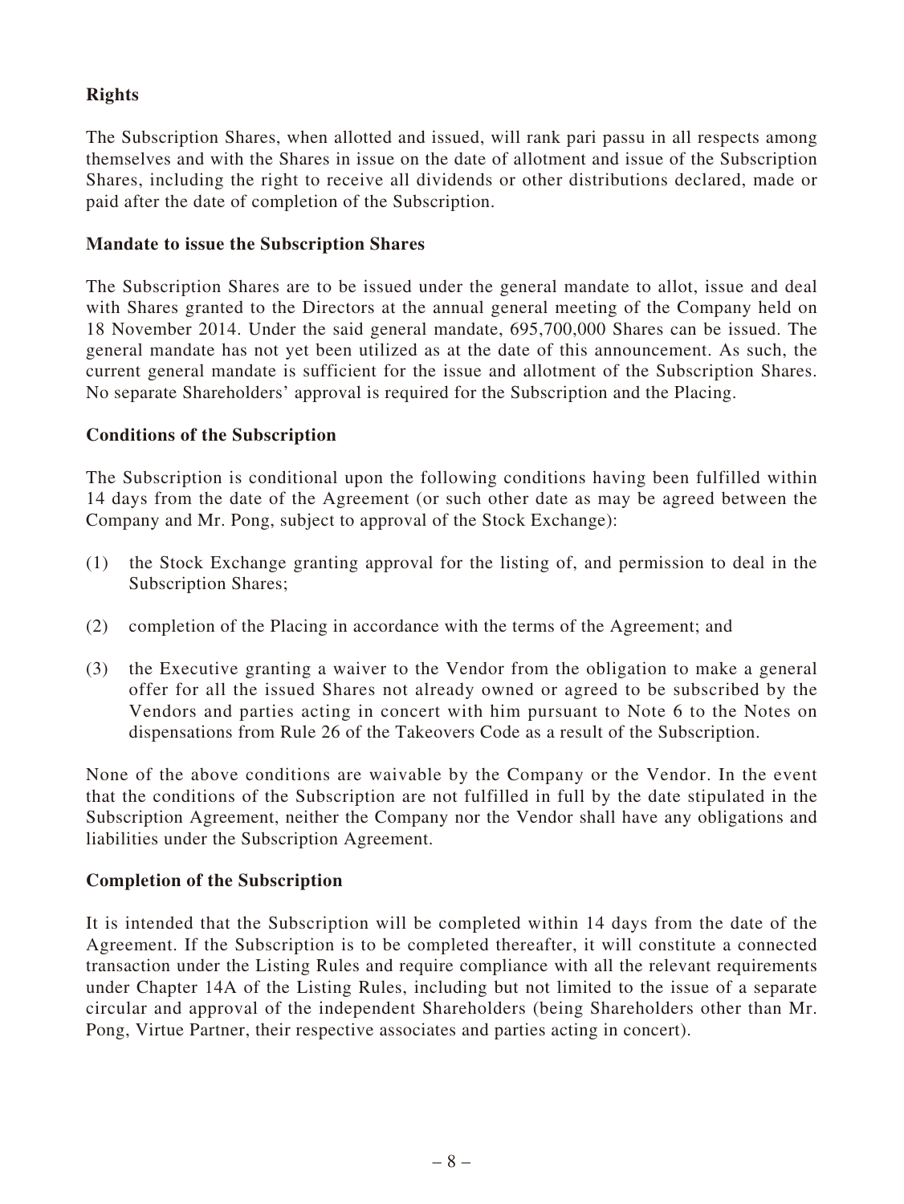**Rights**

The Subscription Shares, when allotted and issued, will rank pari passu in all respects among themselves and with the Shares in issue on the date of allotment and issue of the Subscription Shares, including the right to receive all dividends or other distributions declared, made or paid after the date of completion of the Subscription.

**Mandate to issue the Subscription Shares**

The Subscription Shares are to be issued under the general mandate to allot, issue and deal with Shares granted to the Directors at the annual general meeting of the Company held on 18 November 2014. Under the said general mandate, 695,700,000 Shares can be issued. The general mandate has not yet been utilized as at the date of this announcement. As such, the current general mandate is sufficient for the issue and allotment of the Subscription Shares. No separate Shareholders' approval is required for the Subscription and the Placing.

**Conditions of the Subscription**

The Subscription is conditional upon the following conditions having been fulfilled within 14 days from the date of the Agreement (or such other date as may be agreed between the Company and Mr. Pong, subject to approval of the Stock Exchange):

(1) the Stock Exchange granting approval for the listing of, and permission to deal in the Subscription Shares;

(2) completion of the Placing in accordance with the terms of the Agreement; and

(3) the Executive granting a waiver to the Vendor from the obligation to make a general offer for all the issued Shares not already owned or agreed to be subscribed by the Vendors and parties acting in concert with him pursuant to Note 6 to the Notes on dispensations from Rule 26 of the Takeovers Code as a result of the Subscription.

None of the above conditions are waivable by the Company or the Vendor. In the event that the conditions of the Subscription are not fulfilled in full by the date stipulated in the Subscription Agreement, neither the Company nor the Vendor shall have any obligations and liabilities under the Subscription Agreement.

**Completion of the Subscription**

It is intended that the Subscription will be completed within 14 days from the date of the Agreement. If the Subscription is to be completed thereafter, it will constitute a connected transaction under the Listing Rules and require compliance with all the relevant requirements under Chapter 14A of the Listing Rules, including but not limited to the issue of a separate circular and approval of the independent Shareholders (being Shareholders other than Mr. Pong, Virtue Partner, their respective associates and parties acting in concert).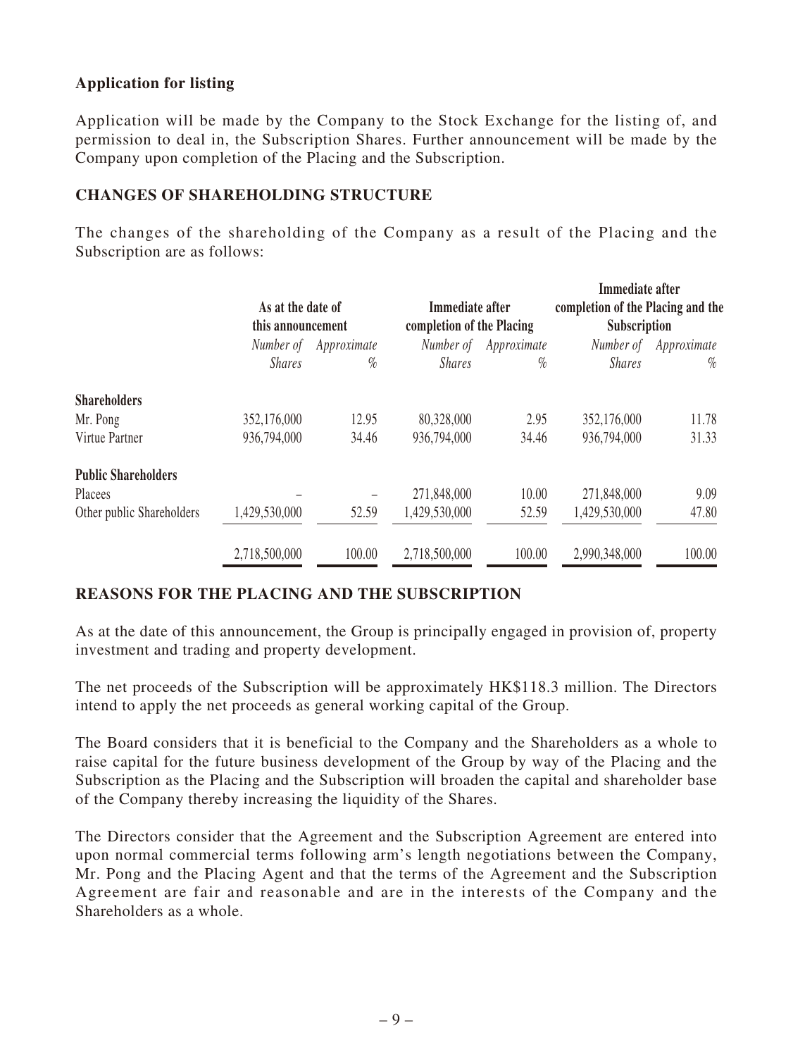### Application for listing

Application will be made by the Company to the Stock Exchange for the listing of, and permission to deal in, the Subscription Shares. Further announcement will be made by the Company upon completion of the Placing and the Subscription.

### CHANGES OF SHAREHOLDING STRUCTURE

The changes of the shareholding of the Company as a result of the Placing and the Subscription are as follows:

| | As at the date of this announcement | | Immediate after completion of the Placing | | Immediate after completion of the Placing and the Subscription | |
|---|---|---|---|---|---|---|
| | *Number of Shares* | *Approximate %* | *Number of Shares* | *Approximate %* | *Number of Shares* | *Approximate %* |
| **Shareholders** | | | | | | |
| Mr. Pong | 352,176,000 | 12.95 | 80,328,000 | 2.95 | 352,176,000 | 11.78 |
| Virtue Partner | 936,794,000 | 34.46 | 936,794,000 | 34.46 | 936,794,000 | 31.33 |
| **Public Shareholders** | | | | | | |
| Placees | – | – | 271,848,000 | 10.00 | 271,848,000 | 9.09 |
| Other public Shareholders | 1,429,530,000 | 52.59 | 1,429,530,000 | 52.59 | 1,429,530,000 | 47.80 |
| | 2,718,500,000 | 100.00 | 2,718,500,000 | 100.00 | 2,990,348,000 | 100.00 |

### REASONS FOR THE PLACING AND THE SUBSCRIPTION

As at the date of this announcement, the Group is principally engaged in provision of, property investment and trading and property development.

The net proceeds of the Subscription will be approximately HK$118.3 million. The Directors intend to apply the net proceeds as general working capital of the Group.

The Board considers that it is beneficial to the Company and the Shareholders as a whole to raise capital for the future business development of the Group by way of the Placing and the Subscription as the Placing and the Subscription will broaden the capital and shareholder base of the Company thereby increasing the liquidity of the Shares.

The Directors consider that the Agreement and the Subscription Agreement are entered into upon normal commercial terms following arm's length negotiations between the Company, Mr. Pong and the Placing Agent and that the terms of the Agreement and the Subscription Agreement are fair and reasonable and are in the interests of the Company and the Shareholders as a whole.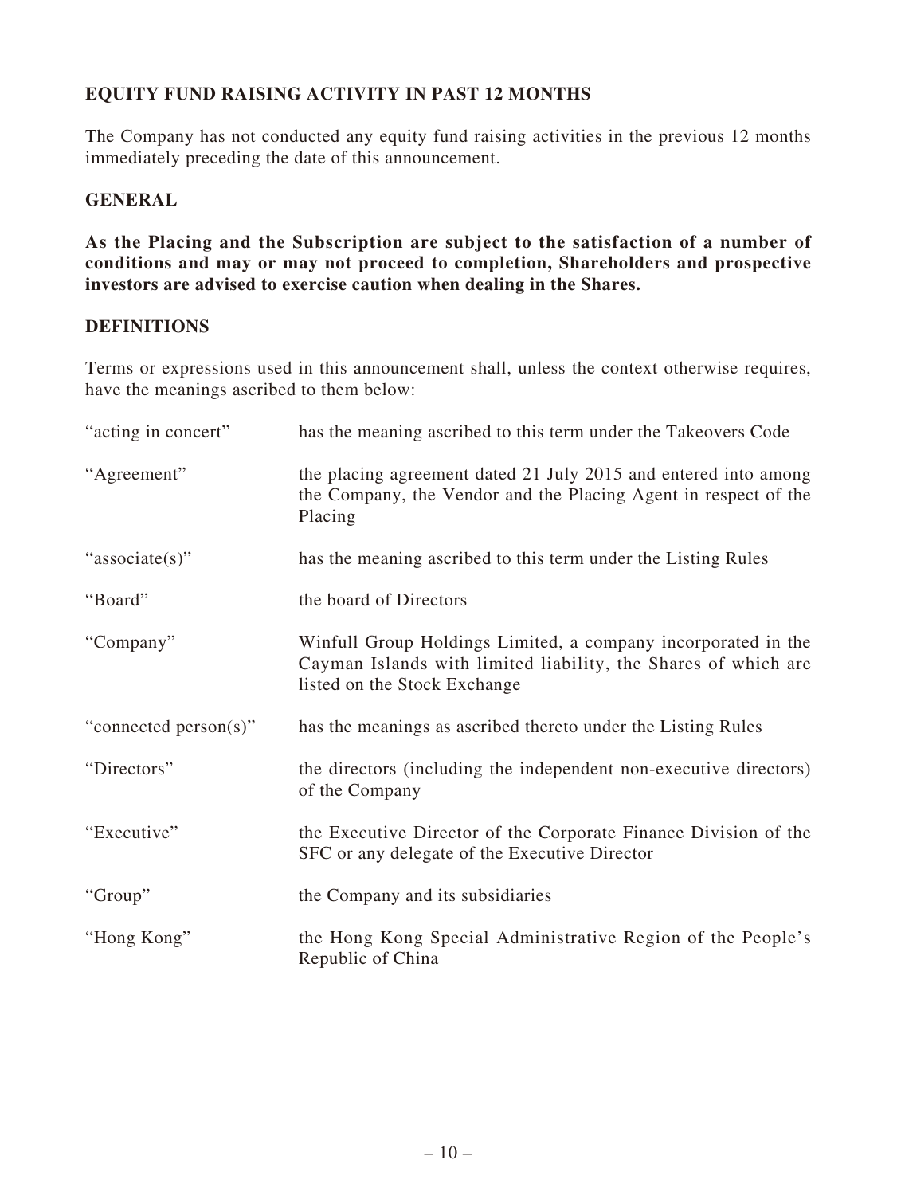## EQUITY FUND RAISING ACTIVITY IN PAST 12 MONTHS

The Company has not conducted any equity fund raising activities in the previous 12 months immediately preceding the date of this announcement.

## GENERAL

**As the Placing and the Subscription are subject to the satisfaction of a number of conditions and may or may not proceed to completion, Shareholders and prospective investors are advised to exercise caution when dealing in the Shares.**

## DEFINITIONS

Terms or expressions used in this announcement shall, unless the context otherwise requires, have the meanings ascribed to them below:

| | |
|---|---|
| "acting in concert" | has the meaning ascribed to this term under the Takeovers Code |
| "Agreement" | the placing agreement dated 21 July 2015 and entered into among the Company, the Vendor and the Placing Agent in respect of the Placing |
| "associate(s)" | has the meaning ascribed to this term under the Listing Rules |
| "Board" | the board of Directors |
| "Company" | Winfull Group Holdings Limited, a company incorporated in the Cayman Islands with limited liability, the Shares of which are listed on the Stock Exchange |
| "connected person(s)" | has the meanings as ascribed thereto under the Listing Rules |
| "Directors" | the directors (including the independent non-executive directors) of the Company |
| "Executive" | the Executive Director of the Corporate Finance Division of the SFC or any delegate of the Executive Director |
| "Group" | the Company and its subsidiaries |
| "Hong Kong" | the Hong Kong Special Administrative Region of the People's Republic of China |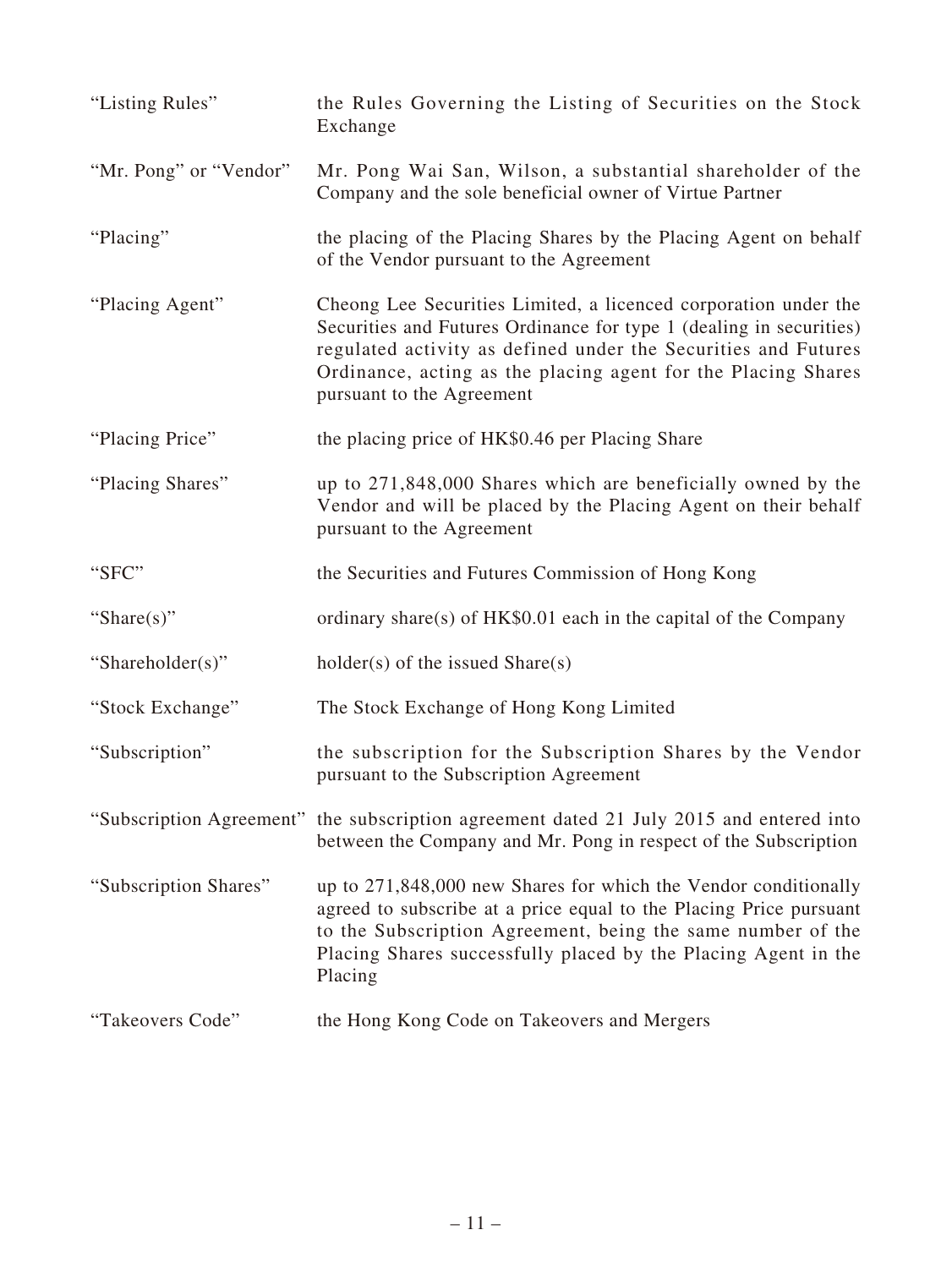| | |
|---|---|
| "Listing Rules" | the Rules Governing the Listing of Securities on the Stock Exchange |
| "Mr. Pong" or "Vendor" | Mr. Pong Wai San, Wilson, a substantial shareholder of the Company and the sole beneficial owner of Virtue Partner |
| "Placing" | the placing of the Placing Shares by the Placing Agent on behalf of the Vendor pursuant to the Agreement |
| "Placing Agent" | Cheong Lee Securities Limited, a licenced corporation under the Securities and Futures Ordinance for type 1 (dealing in securities) regulated activity as defined under the Securities and Futures Ordinance, acting as the placing agent for the Placing Shares pursuant to the Agreement |
| "Placing Price" | the placing price of HK$0.46 per Placing Share |
| "Placing Shares" | up to 271,848,000 Shares which are beneficially owned by the Vendor and will be placed by the Placing Agent on their behalf pursuant to the Agreement |
| "SFC" | the Securities and Futures Commission of Hong Kong |
| "Share(s)" | ordinary share(s) of HK$0.01 each in the capital of the Company |
| "Shareholder(s)" | holder(s) of the issued Share(s) |
| "Stock Exchange" | The Stock Exchange of Hong Kong Limited |
| "Subscription" | the subscription for the Subscription Shares by the Vendor pursuant to the Subscription Agreement |
| "Subscription Agreement" | the subscription agreement dated 21 July 2015 and entered into between the Company and Mr. Pong in respect of the Subscription |
| "Subscription Shares" | up to 271,848,000 new Shares for which the Vendor conditionally agreed to subscribe at a price equal to the Placing Price pursuant to the Subscription Agreement, being the same number of the Placing Shares successfully placed by the Placing Agent in the Placing |
| "Takeovers Code" | the Hong Kong Code on Takeovers and Mergers |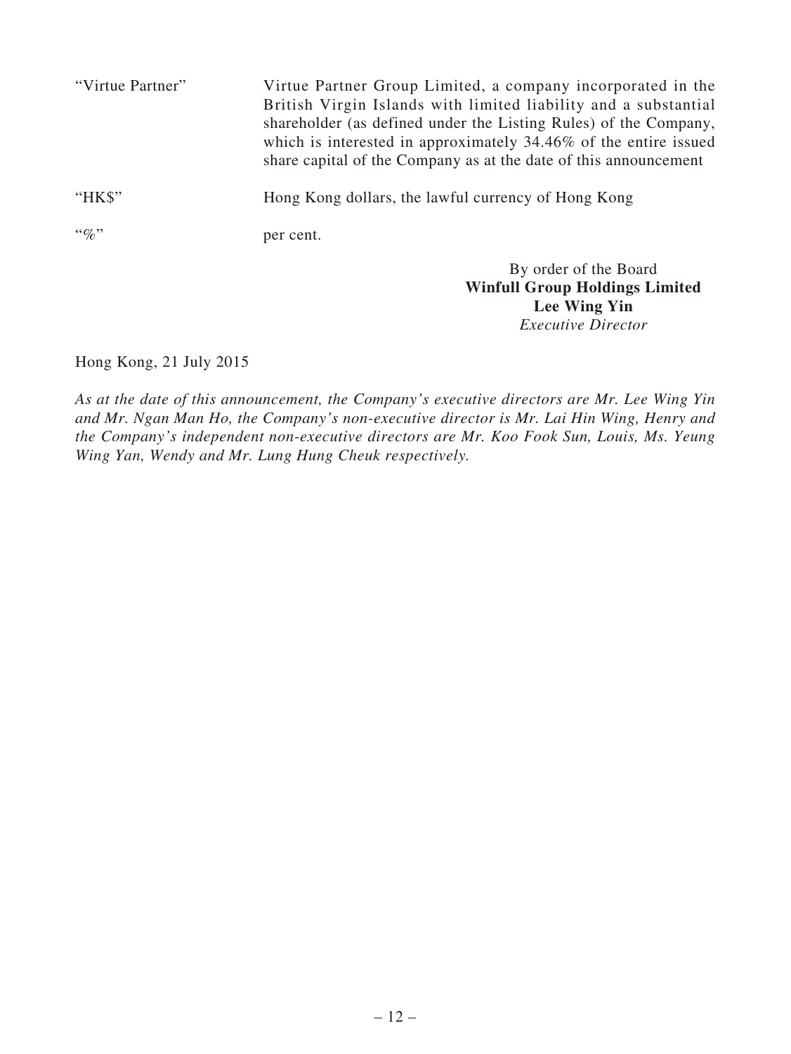| | |
|---|---|
| "Virtue Partner" | Virtue Partner Group Limited, a company incorporated in the British Virgin Islands with limited liability and a substantial shareholder (as defined under the Listing Rules) of the Company, which is interested in approximately 34.46% of the entire issued share capital of the Company as at the date of this announcement |
| "HK$" | Hong Kong dollars, the lawful currency of Hong Kong |
| "%" | per cent. |

By order of the Board
**Winfull Group Holdings Limited**
**Lee Wing Yin**
*Executive Director*

Hong Kong, 21 July 2015

*As at the date of this announcement, the Company's executive directors are Mr. Lee Wing Yin and Mr. Ngan Man Ho, the Company's non-executive director is Mr. Lai Hin Wing, Henry and the Company's independent non-executive directors are Mr. Koo Fook Sun, Louis, Ms. Yeung Wing Yan, Wendy and Mr. Lung Hung Cheuk respectively.*